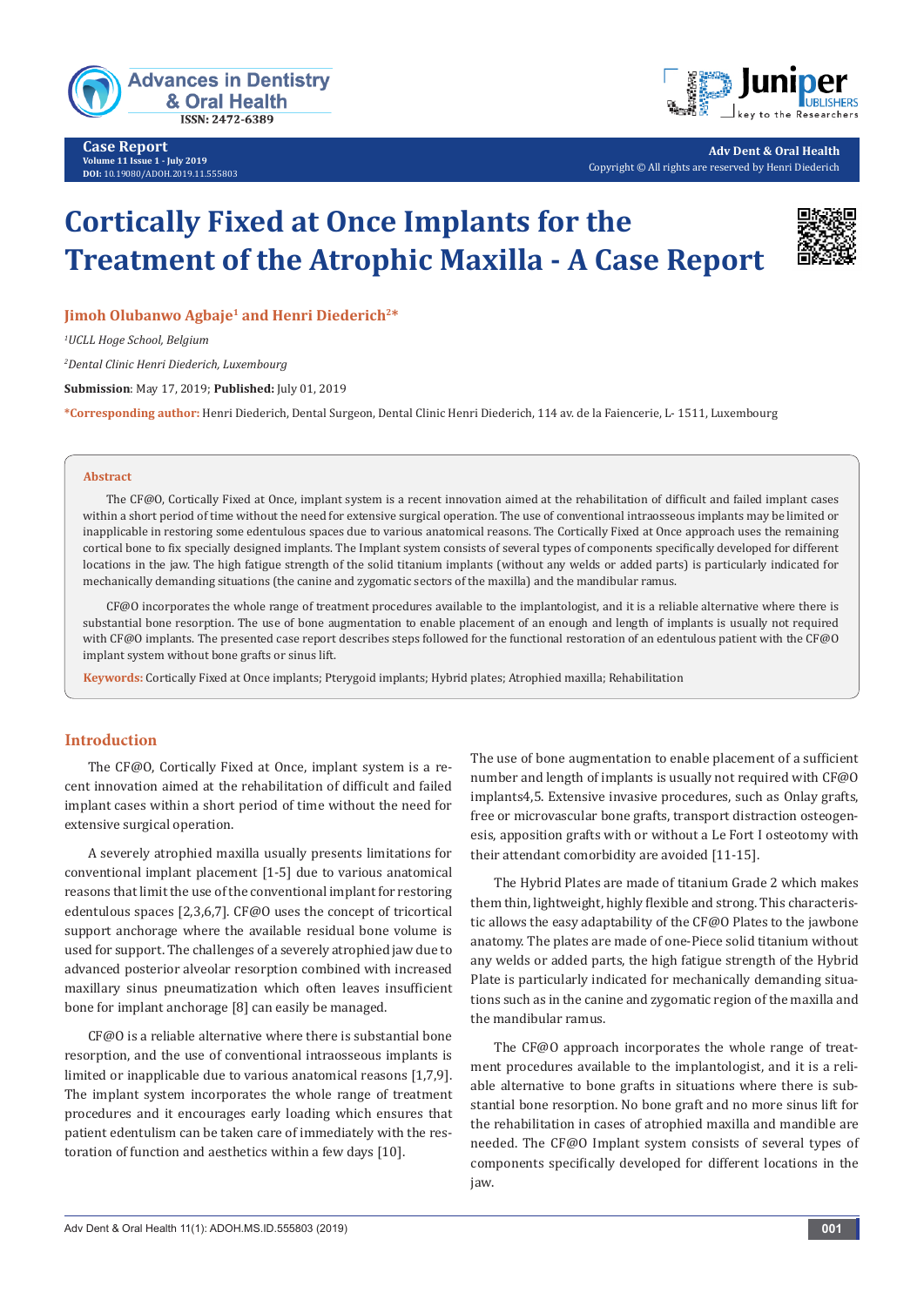Case Report
Volume 11 Issue 1 - July 2019
DOI: 10.19080/ADOH.2019.11.555803

Adv Dent & Oral Health
Copyright © All rights are reserved by Henri Diederich

# Cortically Fixed at Once Implants for the Treatment of the Atrophic Maxilla - A Case Report

**Jimoh Olubanwo Agbaje[1] and Henri Diederich[2]***

*[1]UCLL Hoge School, Belgium*

*[2]Dental Clinic Henri Diederich, Luxembourg*

**Submission**: May 17, 2019; **Published:** July 01, 2019

***Corresponding author:** Henri Diederich, Dental Surgeon, Dental Clinic Henri Diederich, 114 av. de la Faiencerie, L- 1511, Luxembourg

## Abstract

The CF@O, Cortically Fixed at Once, implant system is a recent innovation aimed at the rehabilitation of difficult and failed implant cases within a short period of time without the need for extensive surgical operation. The use of conventional intraosseous implants may be limited or inapplicable in restoring some edentulous spaces due to various anatomical reasons. The Cortically Fixed at Once approach uses the remaining cortical bone to fix specially designed implants. The Implant system consists of several types of components specifically developed for different locations in the jaw. The high fatigue strength of the solid titanium implants (without any welds or added parts) is particularly indicated for mechanically demanding situations (the canine and zygomatic sectors of the maxilla) and the mandibular ramus.

CF@O incorporates the whole range of treatment procedures available to the implantologist, and it is a reliable alternative where there is substantial bone resorption. The use of bone augmentation to enable placement of an enough and length of implants is usually not required with CF@O implants. The presented case report describes steps followed for the functional restoration of an edentulous patient with the CF@O implant system without bone grafts or sinus lift.

**Keywords:** Cortically Fixed at Once implants; Pterygoid implants; Hybrid plates; Atrophied maxilla; Rehabilitation

## Introduction

The CF@O, Cortically Fixed at Once, implant system is a recent innovation aimed at the rehabilitation of difficult and failed implant cases within a short period of time without the need for extensive surgical operation.

A severely atrophied maxilla usually presents limitations for conventional implant placement [1-5] due to various anatomical reasons that limit the use of the conventional implant for restoring edentulous spaces [2,3,6,7]. CF@O uses the concept of tricortical support anchorage where the available residual bone volume is used for support. The challenges of a severely atrophied jaw due to advanced posterior alveolar resorption combined with increased maxillary sinus pneumatization which often leaves insufficient bone for implant anchorage [8] can easily be managed.

CF@O is a reliable alternative where there is substantial bone resorption, and the use of conventional intraosseous implants is limited or inapplicable due to various anatomical reasons [1,7,9]. The implant system incorporates the whole range of treatment procedures and it encourages early loading which ensures that patient edentulism can be taken care of immediately with the restoration of function and aesthetics within a few days [10].

The use of bone augmentation to enable placement of a sufficient number and length of implants is usually not required with CF@O implants4,5. Extensive invasive procedures, such as Onlay grafts, free or microvascular bone grafts, transport distraction osteogenesis, apposition grafts with or without a Le Fort I osteotomy with their attendant comorbidity are avoided [11-15].

The Hybrid Plates are made of titanium Grade 2 which makes them thin, lightweight, highly flexible and strong. This characteristic allows the easy adaptability of the CF@O Plates to the jawbone anatomy. The plates are made of one-Piece solid titanium without any welds or added parts, the high fatigue strength of the Hybrid Plate is particularly indicated for mechanically demanding situations such as in the canine and zygomatic region of the maxilla and the mandibular ramus.

The CF@O approach incorporates the whole range of treatment procedures available to the implantologist, and it is a reliable alternative to bone grafts in situations where there is substantial bone resorption. No bone graft and no more sinus lift for the rehabilitation in cases of atrophied maxilla and mandible are needed. The CF@O Implant system consists of several types of components specifically developed for different locations in the jaw.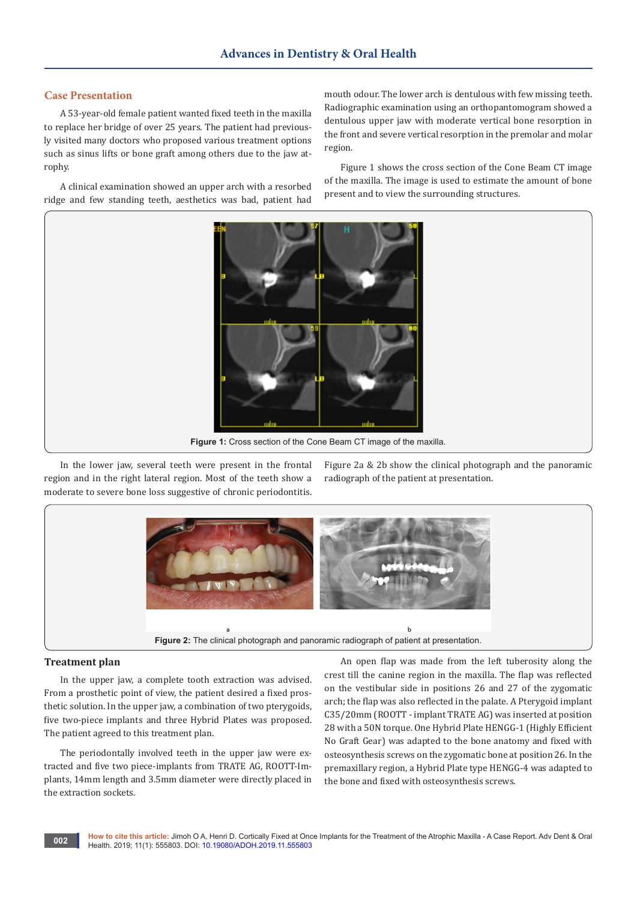## Case Presentation

A 53-year-old female patient wanted fixed teeth in the maxilla to replace her bridge of over 25 years. The patient had previously visited many doctors who proposed various treatment options such as sinus lifts or bone graft among others due to the jaw atrophy.

A clinical examination showed an upper arch with a resorbed ridge and few standing teeth, aesthetics was bad, patient had mouth odour. The lower arch is dentulous with few missing teeth. Radiographic examination using an orthopantomogram showed a dentulous upper jaw with moderate vertical bone resorption in the front and severe vertical resorption in the premolar and molar region.

Figure 1 shows the cross section of the Cone Beam CT image of the maxilla. The image is used to estimate the amount of bone present and to view the surrounding structures.

**Figure 1:** Cross section of the Cone Beam CT image of the maxilla.

In the lower jaw, several teeth were present in the frontal region and in the right lateral region. Most of the teeth show a moderate to severe bone loss suggestive of chronic periodontitis. Figure 2a & 2b show the clinical photograph and the panoramic radiograph of the patient at presentation.

**Figure 2:** The clinical photograph and panoramic radiograph of patient at presentation.

### Treatment plan

In the upper jaw, a complete tooth extraction was advised. From a prosthetic point of view, the patient desired a fixed prosthetic solution. In the upper jaw, a combination of two pterygoids, five two-piece implants and three Hybrid Plates was proposed. The patient agreed to this treatment plan.

The periodontally involved teeth in the upper jaw were extracted and five two piece-implants from TRATE AG, ROOTT-Implants, 14mm length and 3.5mm diameter were directly placed in the extraction sockets.

An open flap was made from the left tuberosity along the crest till the canine region in the maxilla. The flap was reflected on the vestibular side in positions 26 and 27 of the zygomatic arch; the flap was also reflected in the palate. A Pterygoid implant C35/20mm (ROOTT - implant TRATE AG) was inserted at position 28 with a 50N torque. One Hybrid Plate HENGG-1 (Highly Efficient No Graft Gear) was adapted to the bone anatomy and fixed with osteosynthesis screws on the zygomatic bone at position 26. In the premaxillary region, a Hybrid Plate type HENGG-4 was adapted to the bone and fixed with osteosynthesis screws.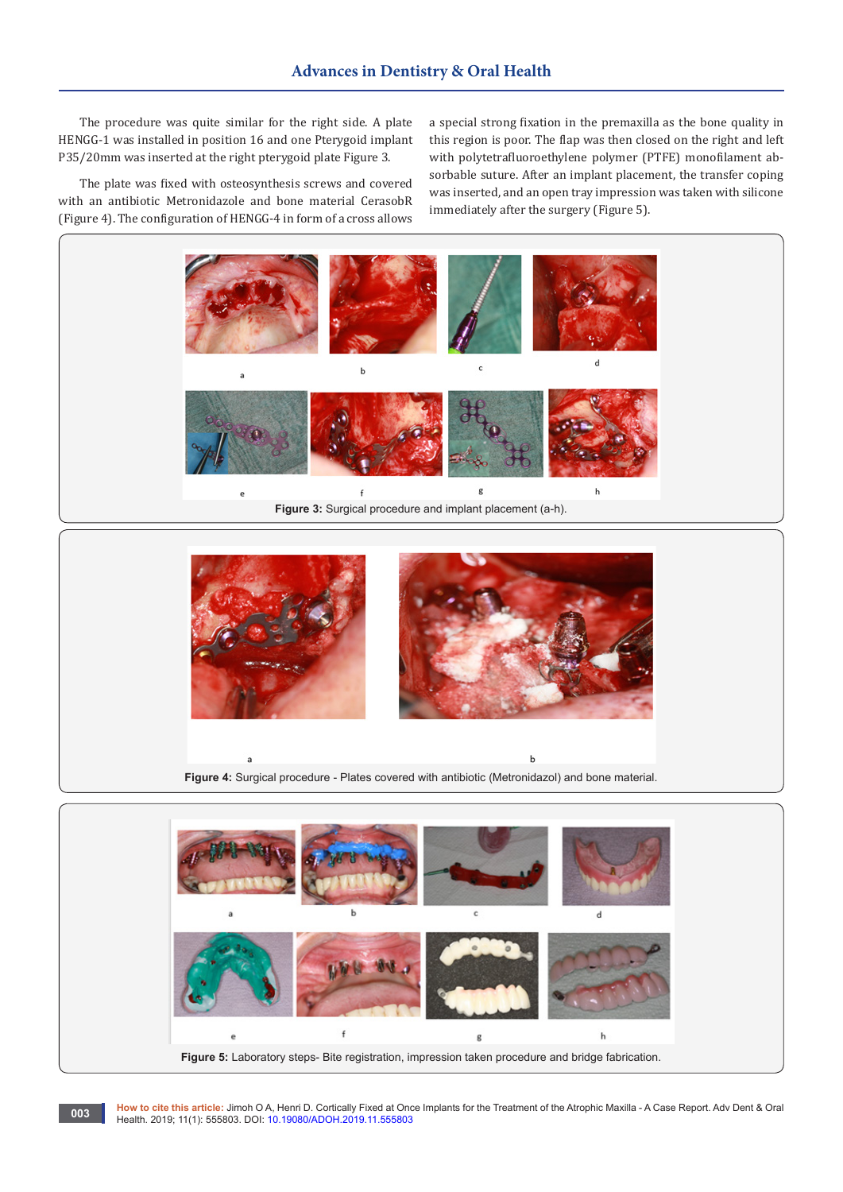The procedure was quite similar for the right side. A plate HENGG-1 was installed in position 16 and one Pterygoid implant P35/20mm was inserted at the right pterygoid plate Figure 3.

The plate was fixed with osteosynthesis screws and covered with an antibiotic Metronidazole and bone material CerasobR (Figure 4). The configuration of HENGG-4 in form of a cross allows a special strong fixation in the premaxilla as the bone quality in this region is poor. The flap was then closed on the right and left with polytetrafluoroethylene polymer (PTFE) monofilament absorbable suture. After an implant placement, the transfer coping was inserted, and an open tray impression was taken with silicone immediately after the surgery (Figure 5).

**Figure 3:** Surgical procedure and implant placement (a-h).

**Figure 4:** Surgical procedure - Plates covered with antibiotic (Metronidazol) and bone material.

**Figure 5:** Laboratory steps- Bite registration, impression taken procedure and bridge fabrication.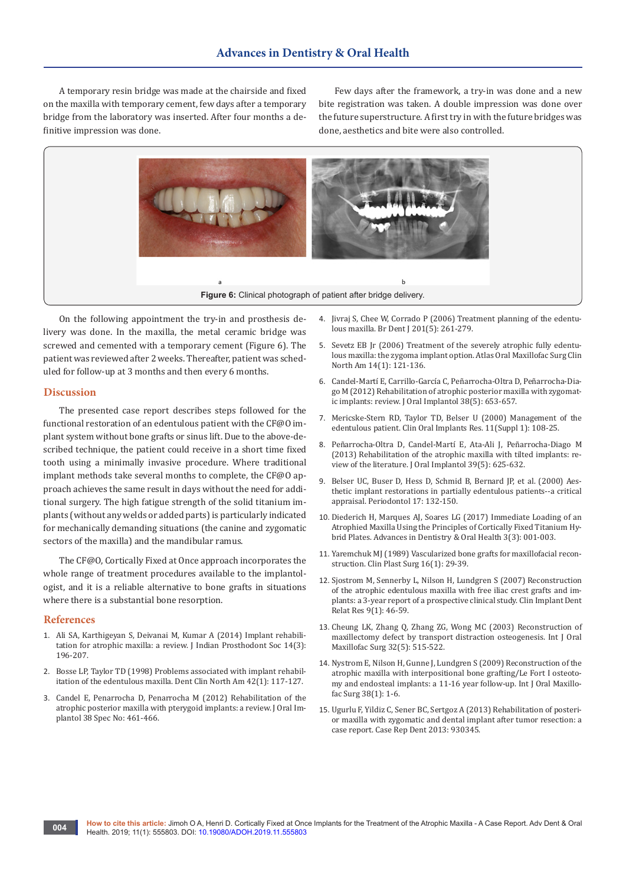A temporary resin bridge was made at the chairside and fixed on the maxilla with temporary cement, few days after a temporary bridge from the laboratory was inserted. After four months a definitive impression was done.

Few days after the framework, a try-in was done and a new bite registration was taken. A double impression was done over the future superstructure. A first try in with the future bridges was done, aesthetics and bite were also controlled.

a b

**Figure 6:** Clinical photograph of patient after bridge delivery.

On the following appointment the try-in and prosthesis delivery was done. In the maxilla, the metal ceramic bridge was screwed and cemented with a temporary cement (Figure 6). The patient was reviewed after 2 weeks. Thereafter, patient was scheduled for follow-up at 3 months and then every 6 months.

## Discussion

The presented case report describes steps followed for the functional restoration of an edentulous patient with the CF@O implant system without bone grafts or sinus lift. Due to the above-described technique, the patient could receive in a short time fixed tooth using a minimally invasive procedure. Where traditional implant methods take several months to complete, the CF@O approach achieves the same result in days without the need for additional surgery. The high fatigue strength of the solid titanium implants (without any welds or added parts) is particularly indicated for mechanically demanding situations (the canine and zygomatic sectors of the maxilla) and the mandibular ramus.

The CF@O, Cortically Fixed at Once approach incorporates the whole range of treatment procedures available to the implantologist, and it is a reliable alternative to bone grafts in situations where there is a substantial bone resorption.

## References

1. Ali SA, Karthigeyan S, Deivanai M, Kumar A (2014) Implant rehabilitation for atrophic maxilla: a review. J Indian Prosthodont Soc 14(3): 196-207.
2. Bosse LP, Taylor TD (1998) Problems associated with implant rehabilitation of the edentulous maxilla. Dent Clin North Am 42(1): 117-127.
3. Candel E, Penarrocha D, Penarrocha M (2012) Rehabilitation of the atrophic posterior maxilla with pterygoid implants: a review. J Oral Implantol 38 Spec No: 461-466.
4. Jivraj S, Chee W, Corrado P (2006) Treatment planning of the edentulous maxilla. Br Dent J 201(5): 261-279.
5. Sevetz EB Jr (2006) Treatment of the severely atrophic fully edentulous maxilla: the zygoma implant option. Atlas Oral Maxillofac Surg Clin North Am 14(1): 121-136.
6. Candel-Martí E, Carrillo-García C, Peñarrocha-Oltra D, Peñarrocha-Diago M (2012) Rehabilitation of atrophic posterior maxilla with zygomatic implants: review. J Oral Implantol 38(5): 653-657.
7. Mericske-Stern RD, Taylor TD, Belser U (2000) Management of the edentulous patient. Clin Oral Implants Res. 11(Suppl 1): 108-25.
8. Peñarrocha-Oltra D, Candel-Martí E, Ata-Ali J, Peñarrocha-Diago M (2013) Rehabilitation of the atrophic maxilla with tilted implants: review of the literature. J Oral Implantol 39(5): 625-632.
9. Belser UC, Buser D, Hess D, Schmid B, Bernard JP, et al. (2000) Aesthetic implant restorations in partially edentulous patients--a critical appraisal. Periodontol 17: 132-150.
10. Diederich H, Marques AJ, Soares LG (2017) Immediate Loading of an Atrophied Maxilla Using the Principles of Cortically Fixed Titanium Hybrid Plates. Advances in Dentistry & Oral Health 3(3): 001-003.
11. Yaremchuk MJ (1989) Vascularized bone grafts for maxillofacial reconstruction. Clin Plast Surg 16(1): 29-39.
12. Sjostrom M, Sennerby L, Nilson H, Lundgren S (2007) Reconstruction of the atrophic edentulous maxilla with free iliac crest grafts and implants: a 3-year report of a prospective clinical study. Clin Implant Dent Relat Res 9(1): 46-59.
13. Cheung LK, Zhang Q, Zhang ZG, Wong MC (2003) Reconstruction of maxillectomy defect by transport distraction osteogenesis. Int J Oral Maxillofac Surg 32(5): 515-522.
14. Nystrom E, Nilson H, Gunne J, Lundgren S (2009) Reconstruction of the atrophic maxilla with interpositional bone grafting/Le Fort I osteotomy and endosteal implants: a 11-16 year follow-up. Int J Oral Maxillofac Surg 38(1): 1-6.
15. Ugurlu F, Yildiz C, Sener BC, Sertgoz A (2013) Rehabilitation of posterior maxilla with zygomatic and dental implant after tumor resection: a case report. Case Rep Dent 2013: 930345.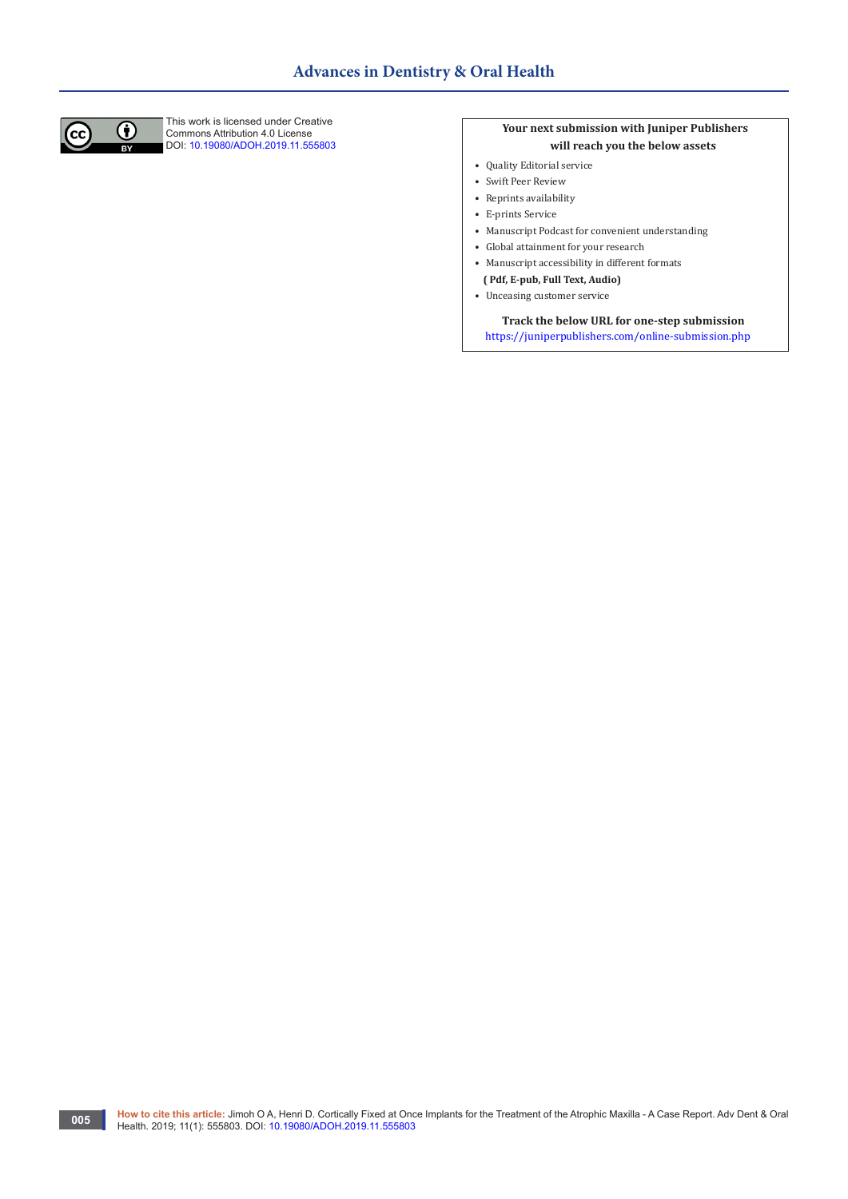This work is licensed under Creative Commons Attribution 4.0 License
DOI: 10.19080/ADOH.2019.11.555803

**Your next submission with Juniper Publishers will reach you the below assets**

- Quality Editorial service
- Swift Peer Review
- Reprints availability
- E-prints Service
- Manuscript Podcast for convenient understanding
- Global attainment for your research
- Manuscript accessibility in different formats

**( Pdf, E-pub, Full Text, Audio)**

- Unceasing customer service

**Track the below URL for one-step submission**

https://juniperpublishers.com/online-submission.php